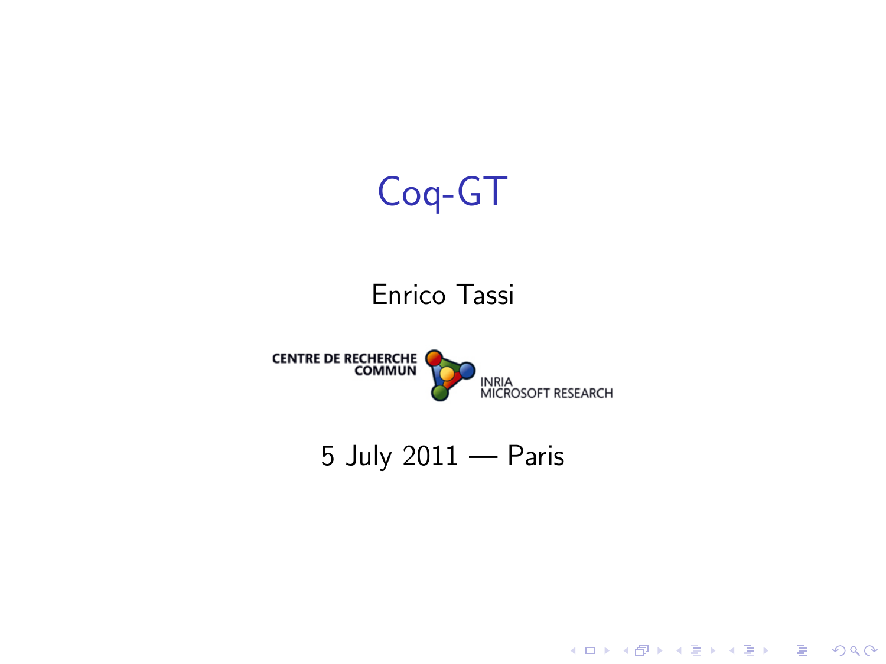# Coq-GT

Enrico Tassi

CENTRE DE RECHERCHE COMMUN

INRIA MICROSOFT RESEARCH

5 July 2011 — Paris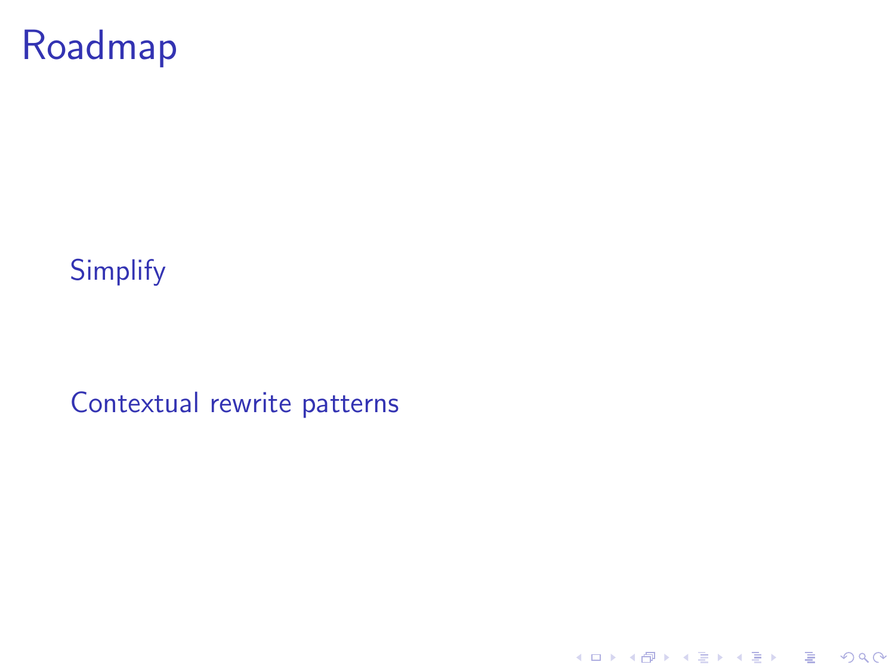# Roadmap

Simplify

Contextual rewrite patterns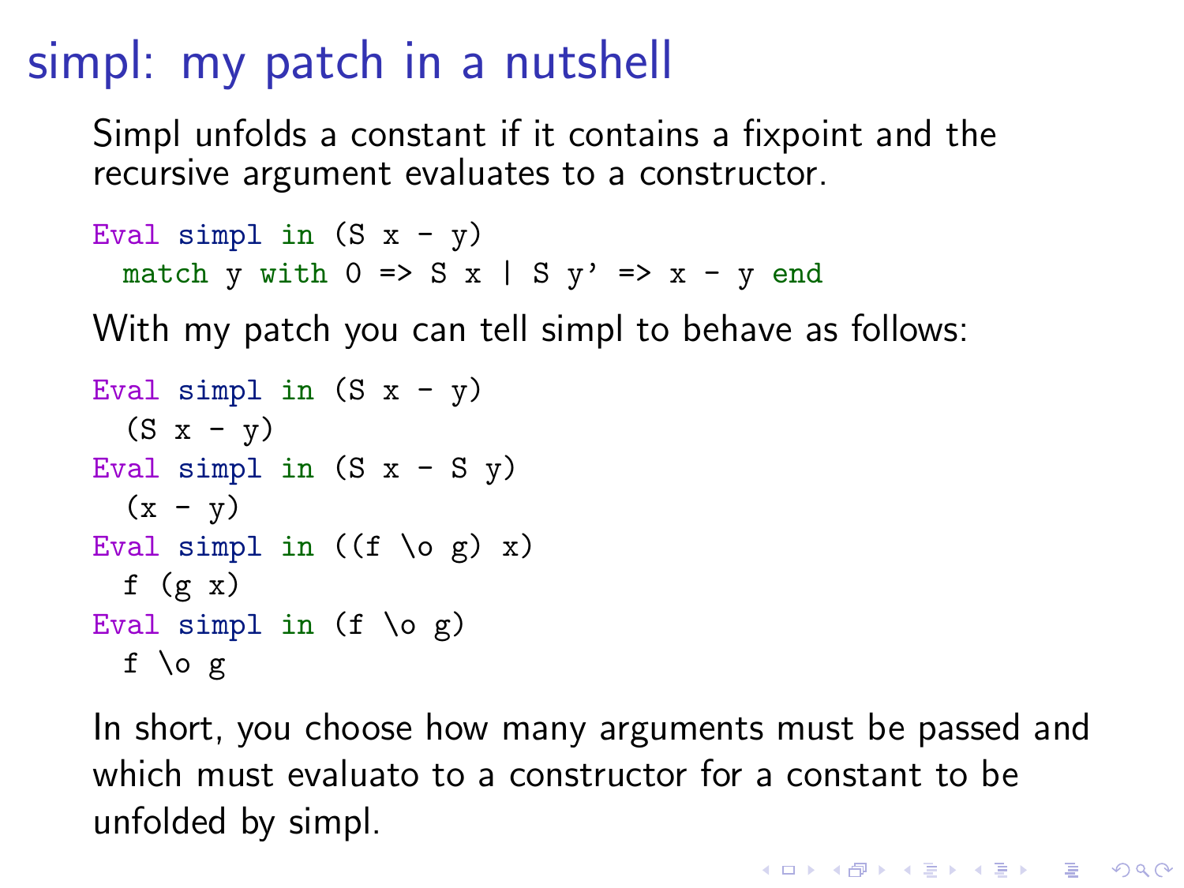# simpl: my patch in a nutshell

Simpl unfolds a constant if it contains a fixpoint and the recursive argument evaluates to a constructor.

```
Eval simpl in (S x - y)
 match y with 0 => S x | S y' => x - y end
```

With my patch you can tell simpl to behave as follows:

```
Eval simpl in (S x - y)
 (S x - y)
Eval simpl in (S x - S y)
 (x - y)
Eval simpl in ((f \o g) x)
 f (g x)
Eval simpl in (f \o g)
 f \o g
```

In short, you choose how many arguments must be passed and which must evaluato to a constructor for a constant to be unfolded by simpl.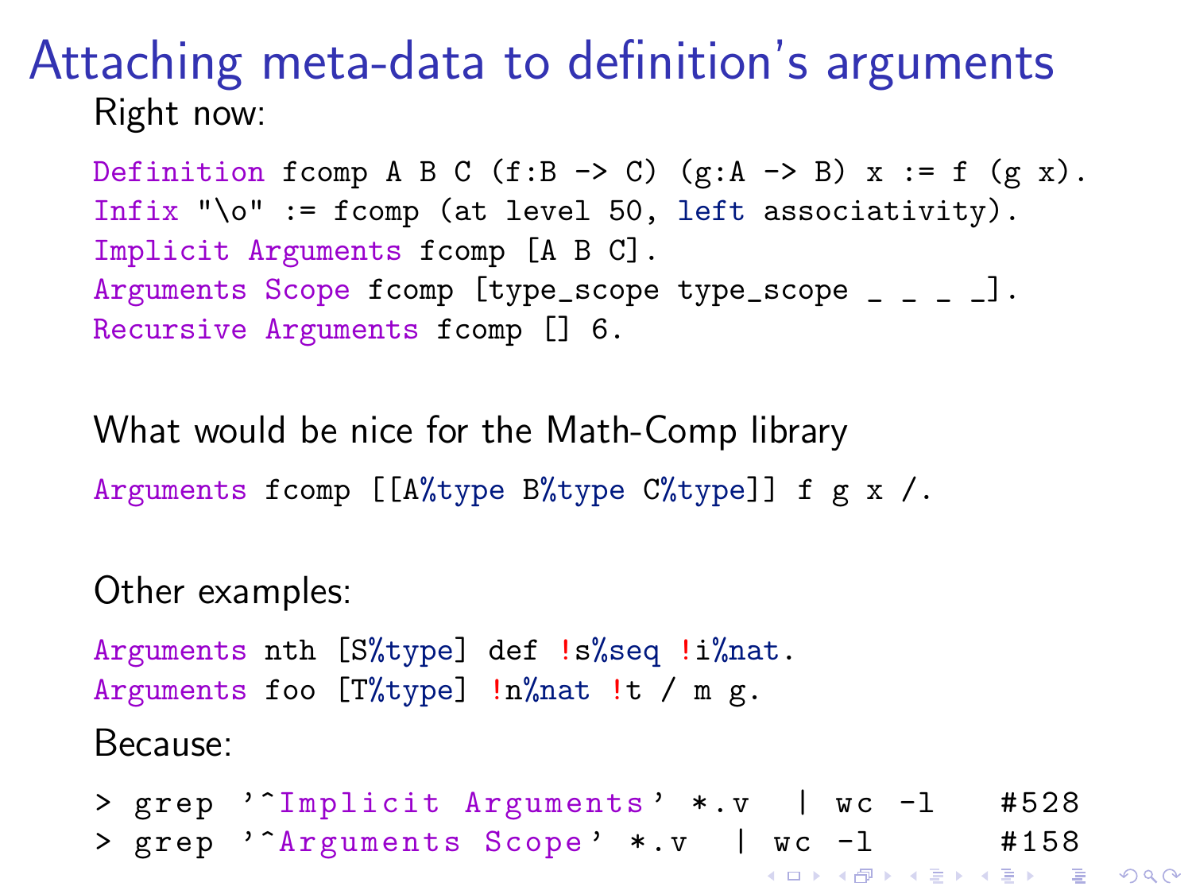# Attaching meta-data to definition's arguments

Right now:

```
Definition fcomp A B C (f:B -> C) (g:A -> B) x := f (g x).
Infix "\o" := fcomp (at level 50, left associativity).
Implicit Arguments fcomp [A B C].
Arguments Scope fcomp [type_scope type_scope _ _ _ _].
Recursive Arguments fcomp [] 6.
```

What would be nice for the Math-Comp library

```
Arguments fcomp [[A%type B%type C%type]] f g x /.
```

Other examples:

```
Arguments nth [S%type] def !s%seq !i%nat.
Arguments foo [T%type] !n%nat !t / m g.
```

Because:

```
> grep '^Implicit Arguments' *.v   | wc -l    #528
> grep '^Arguments Scope' *.v   | wc -l       #158
```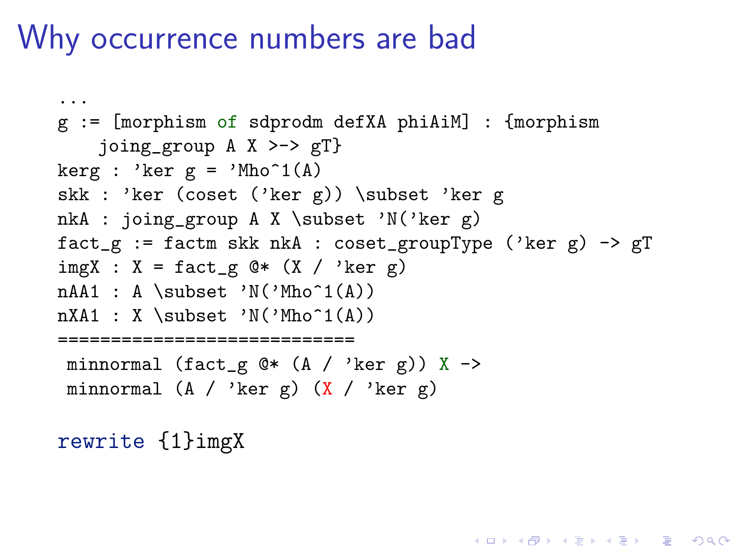# Why occurrence numbers are bad

```
...
g := [morphism of sdprodm defXA phiAiM] : {morphism
    joing_group A X >-> gT}
kerg : 'ker g = 'Mho^1(A)
skk : 'ker (coset ('ker g)) \subset 'ker g
nkA : joing_group A X \subset 'N('ker g)
fact_g := factm skk nkA : coset_groupType ('ker g) -> gT
imgX : X = fact_g @* (X / 'ker g)
nAA1 : A \subset 'N('Mho^1(A))
nXA1 : X \subset 'N('Mho^1(A))
=============================
 minnormal (fact_g @* (A / 'ker g)) X ->
 minnormal (A / 'ker g) (X / 'ker g)

rewrite {1}imgX
```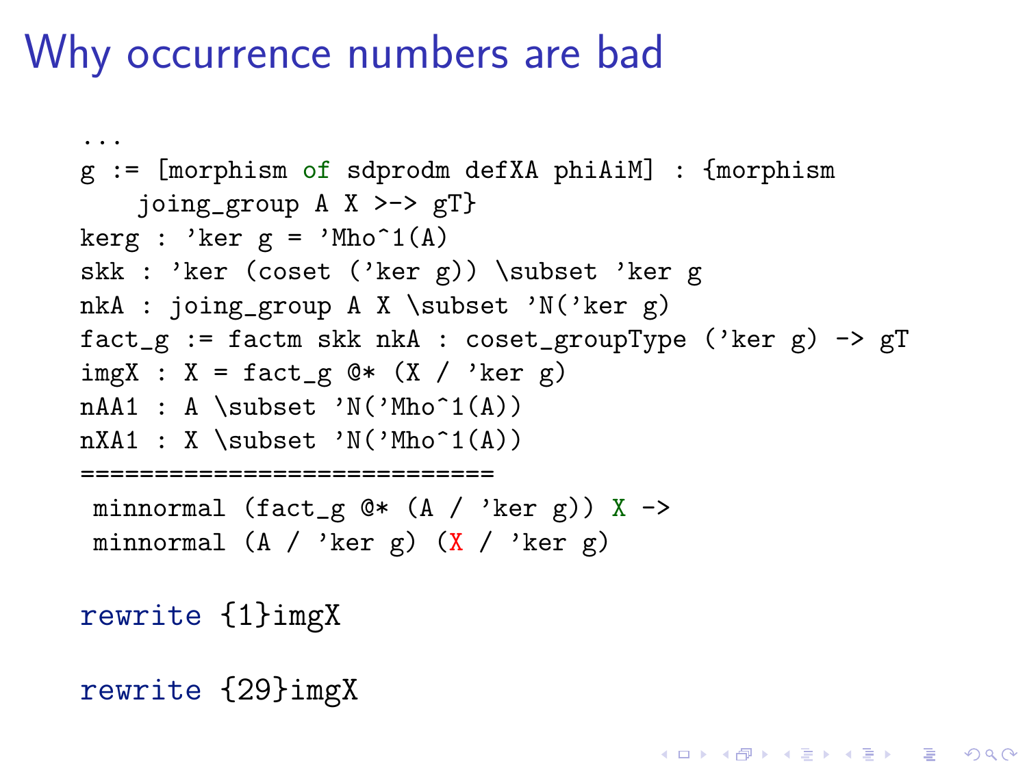# Why occurrence numbers are bad

```
...
g := [morphism of sdprodm defXA phiAiM] : {morphism
    joing_group A X >-> gT}
kerg : 'ker g = 'Mho^1(A)
skk : 'ker (coset ('ker g)) \subset 'ker g
nkA : joing_group A X \subset 'N('ker g)
fact_g := factm skk nkA : coset_groupType ('ker g) -> gT
imgX : X = fact_g @* (X / 'ker g)
nAA1 : A \subset 'N('Mho^1(A))
nXA1 : X \subset 'N('Mho^1(A))
==============================
 minnormal (fact_g @* (A / 'ker g)) X ->
 minnormal (A / 'ker g) (X / 'ker g)
```

```
rewrite {1}imgX
```

```
rewrite {29}imgX
```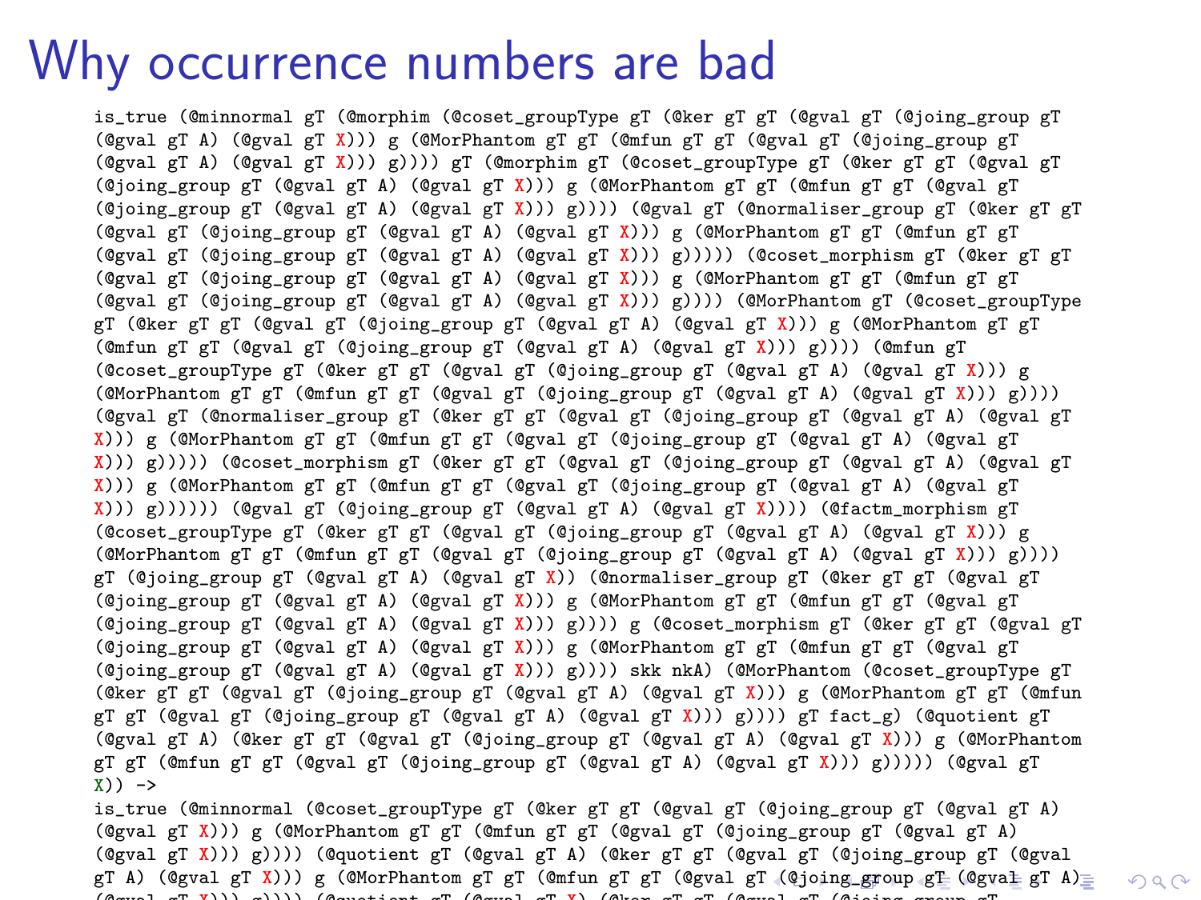# Why occurrence numbers are bad

```
is_true (@minnormal gT (@morphim (@coset_groupType gT (@ker gT gT (@gval gT (@joing_group gT
(@gval gT A) (@gval gT X))) g (@MorPhantom gT gT (@mfun gT gT (@gval gT (@joing_group gT
(@gval gT A) (@gval gT X))) g)))) gT (@morphim gT (@coset_groupType gT (@ker gT gT (@gval gT
(@joing_group gT (@gval gT A) (@gval gT X))) g (@MorPhantom gT gT (@mfun gT gT (@gval gT
(@joing_group gT (@gval gT A) (@gval gT X))) g)))) (@gval gT (@normaliser_group gT (@ker gT gT
(@gval gT (@joing_group gT (@gval gT A) (@gval gT X))) g (@MorPhantom gT gT (@mfun gT gT
(@gval gT (@joing_group gT (@gval gT A) (@gval gT X))) g))))) (@coset_morphism gT (@ker gT gT
(@gval gT (@joing_group gT (@gval gT A) (@gval gT X))) g (@MorPhantom gT gT (@mfun gT gT
(@gval gT (@joing_group gT (@gval gT A) (@gval gT X))) g)))) (@MorPhantom gT (@coset_groupType
gT (@ker gT gT (@gval gT (@joing_group gT (@gval gT A) (@gval gT X))) g (@MorPhantom gT gT
(@mfun gT gT (@gval gT (@joing_group gT (@gval gT A) (@gval gT X))) g)))) (@mfun gT
(@coset_groupType gT (@ker gT gT (@gval gT (@joing_group gT (@gval gT A) (@gval gT X))) g
(@MorPhantom gT gT (@mfun gT gT (@gval gT (@joing_group gT (@gval gT A) (@gval gT X))) g))))
(@gval gT (@normaliser_group gT (@ker gT gT (@gval gT (@joing_group gT (@gval gT A) (@gval gT
X))) g (@MorPhantom gT gT (@mfun gT gT (@gval gT (@joing_group gT (@gval gT A) (@gval gT
X))) g))))) (@coset_morphism gT (@ker gT gT (@gval gT (@joing_group gT (@gval gT A) (@gval gT
X))) g (@MorPhantom gT gT (@mfun gT gT (@gval gT (@joing_group gT (@gval gT A) (@gval gT
X))) g)))))) (@gval gT (@joing_group gT (@gval gT A) (@gval gT X)))) (@factm_morphism gT
(@coset_groupType gT (@ker gT gT (@gval gT (@joing_group gT (@gval gT A) (@gval gT X))) g
(@MorPhantom gT gT (@mfun gT gT (@gval gT (@joing_group gT (@gval gT A) (@gval gT X))) g))))
gT (@joing_group gT (@gval gT A) (@gval gT X)) (@normaliser_group gT (@ker gT gT (@gval gT
(@joing_group gT (@gval gT A) (@gval gT X))) g (@MorPhantom gT gT (@mfun gT gT (@gval gT
(@joing_group gT (@gval gT A) (@gval gT X))) g)))) g (@coset_morphism gT (@ker gT gT (@gval gT
(@joing_group gT (@gval gT A) (@gval gT X))) g (@MorPhantom gT gT (@mfun gT gT (@gval gT
(@joing_group gT (@gval gT A) (@gval gT X))) g)))) skk nkA) (@MorPhantom (@coset_groupType gT
(@ker gT gT (@gval gT (@joing_group gT (@gval gT A) (@gval gT X))) g (@MorPhantom gT gT (@mfun
gT gT (@gval gT (@joing_group gT (@gval gT A) (@gval gT X))) g)))) gT fact_g) (@quotient gT
(@gval gT A) (@ker gT gT (@gval gT (@joing_group gT (@gval gT A) (@gval gT X))) g (@MorPhantom
gT gT (@mfun gT gT (@gval gT (@joing_group gT (@gval gT A) (@gval gT X))) g))))) (@gval gT
X)) ->
is_true (@minnormal (@coset_groupType gT (@ker gT gT (@gval gT (@joing_group gT (@gval gT A)
(@gval gT X))) g (@MorPhantom gT gT (@mfun gT gT (@gval gT (@joing_group gT (@gval gT A)
(@gval gT X))) g)))) (@quotient gT (@gval gT A) (@ker gT gT (@gval gT (@joing_group gT (@gval
gT A) (@gval gT X))) g (@MorPhantom gT gT (@mfun gT gT (@gval gT (@joing_group gT (@gval gT A)
```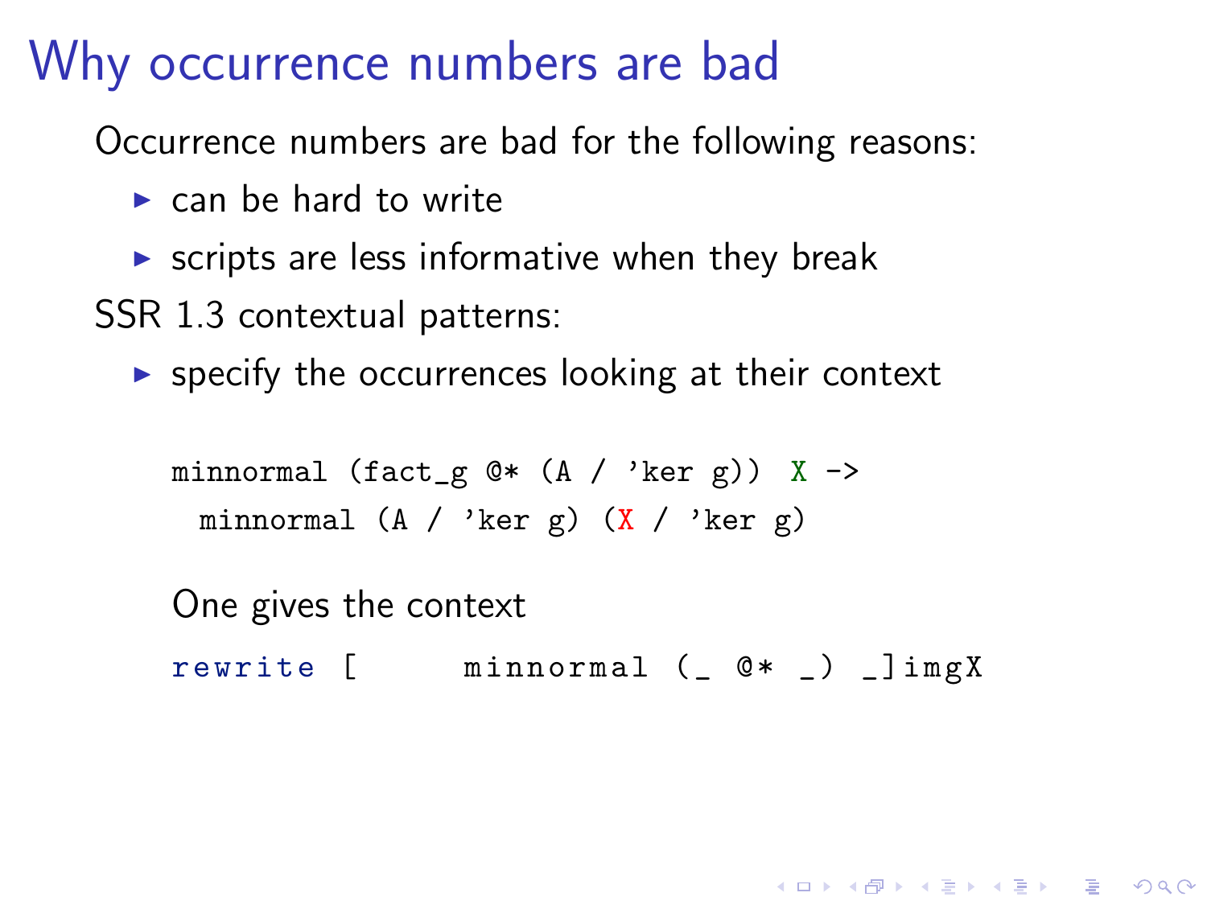# Why occurrence numbers are bad

Occurrence numbers are bad for the following reasons:

- can be hard to write
- scripts are less informative when they break

SSR 1.3 contextual patterns:

- specify the occurrences looking at their context

```
minnormal (fact_g @* (A / 'ker g)) X ->
  minnormal (A / 'ker g) (X / 'ker g)
```

One gives the context

```
rewrite [      minnormal (_ @* _) _]imgX
```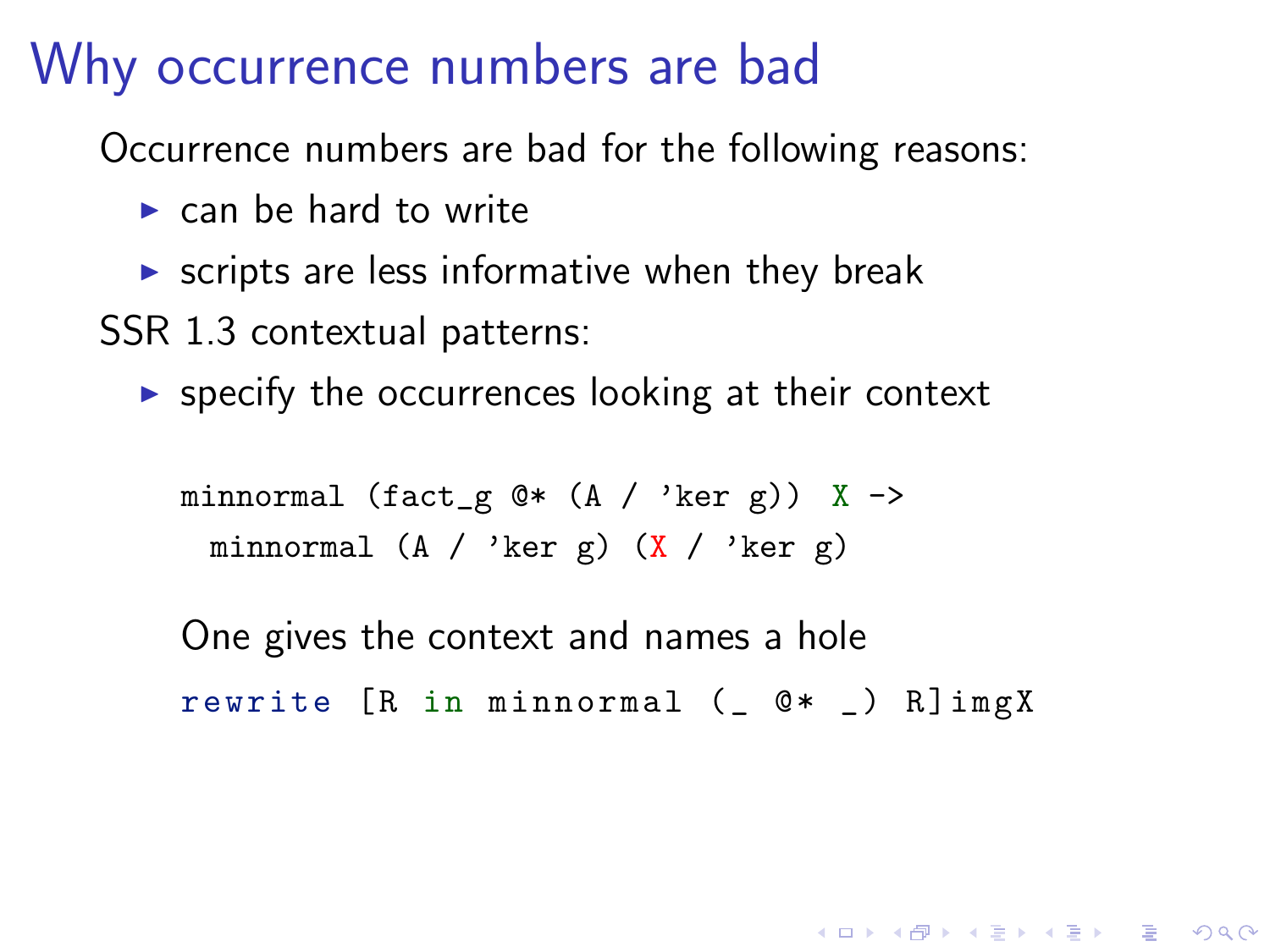# Why occurrence numbers are bad

Occurrence numbers are bad for the following reasons:

- can be hard to write
- scripts are less informative when they break

SSR 1.3 contextual patterns:

- specify the occurrences looking at their context

```
minnormal (fact_g @* (A / 'ker g)) X ->
 minnormal (A / 'ker g) (X / 'ker g)
```

One gives the context and names a hole

```
rewrite [R in minnormal (_ @* _) R]imgX
```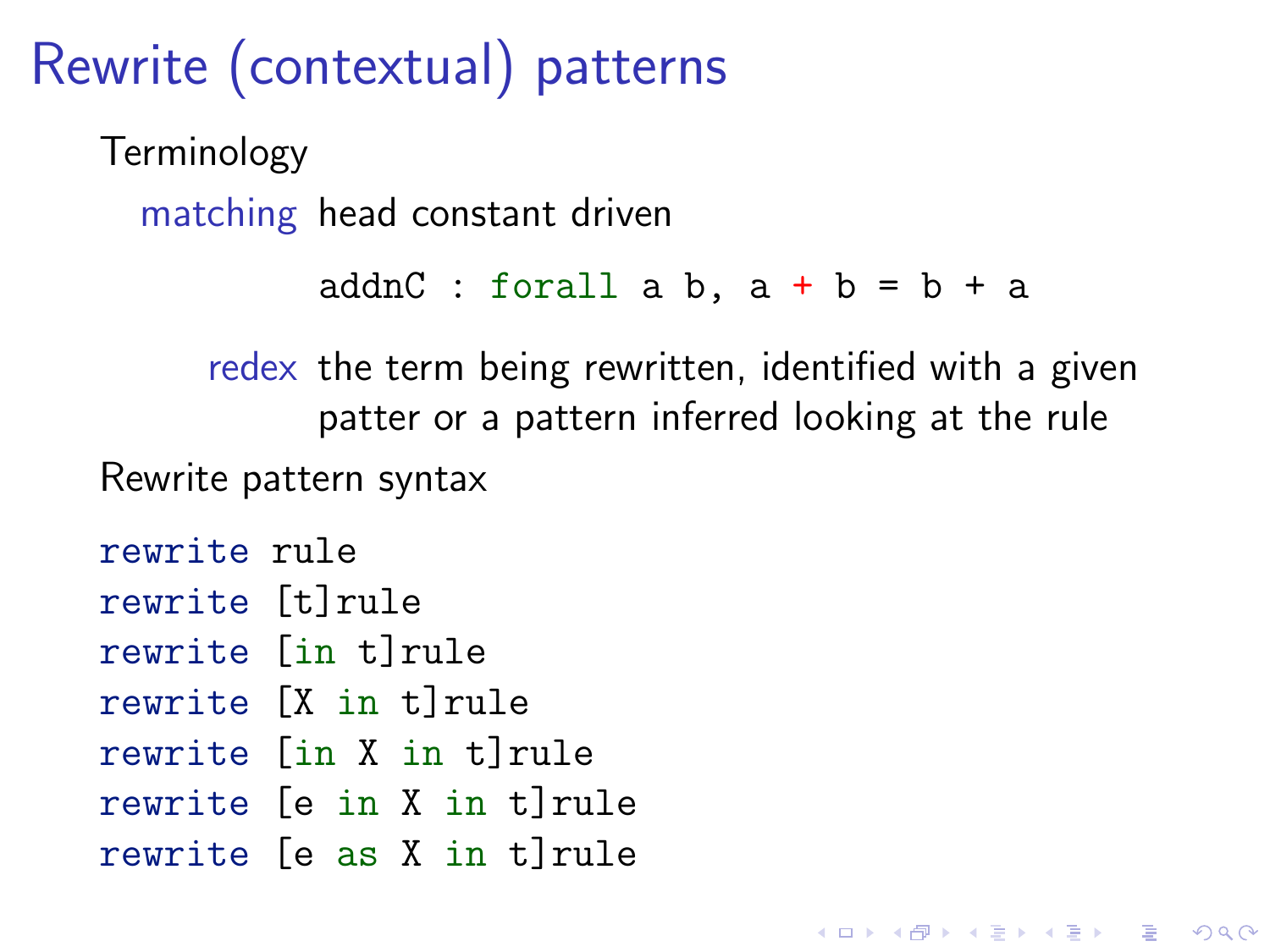# Rewrite (contextual) patterns

Terminology

**matching** head constant driven

```
addnC : forall a b, a + b = b + a
```

**redex** the term being rewritten, identified with a given patter or a pattern inferred looking at the rule

Rewrite pattern syntax

```
rewrite rule
rewrite [t]rule
rewrite [in t]rule
rewrite [X in t]rule
rewrite [in X in t]rule
rewrite [e in X in t]rule
rewrite [e as X in t]rule
```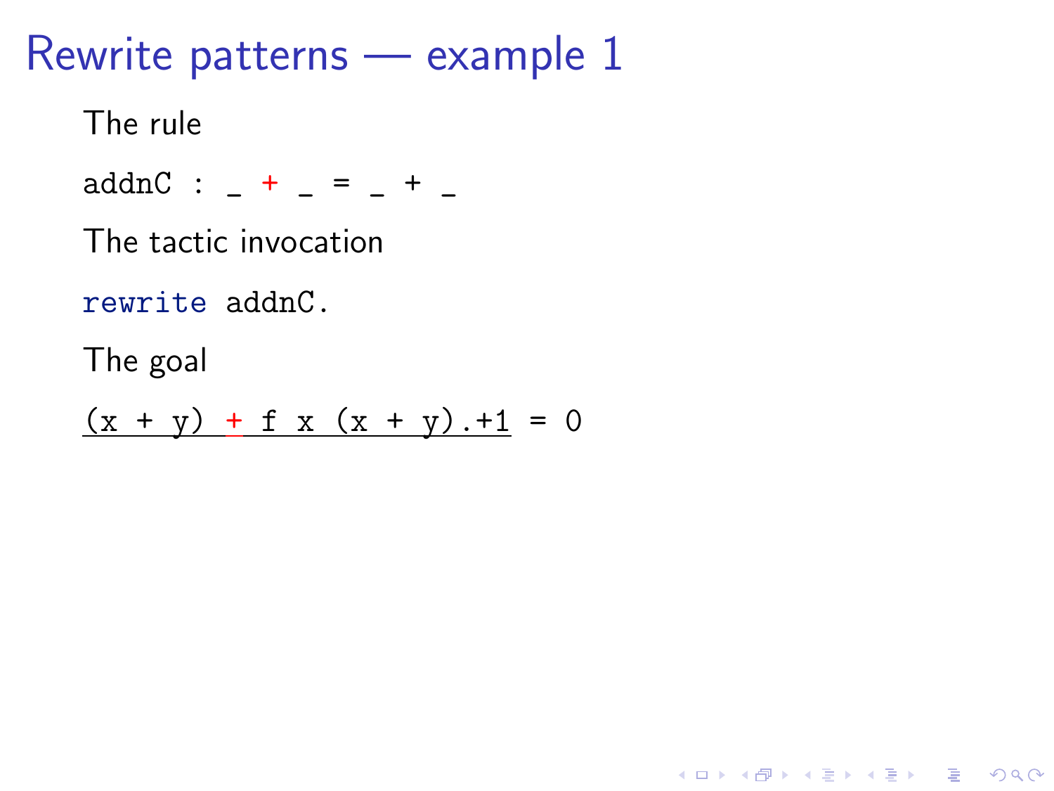# Rewrite patterns — example 1

The rule

```
addnC : _ + _ = _ + _
```

The tactic invocation

```
rewrite addnC.
```

The goal

```
(x + y) + f x (x + y).+1 = 0
```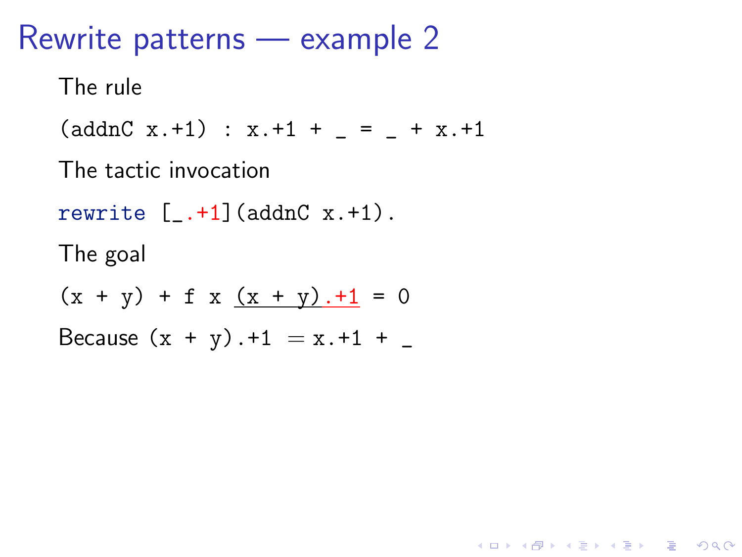# Rewrite patterns — example 2

The rule

```
(addnC x.+1) : x.+1 + _ = _ + x.+1
```

The tactic invocation

```
rewrite [_.+1](addnC x.+1).
```

The goal

```
(x + y) + f x (x + y).+1 = 0
```

Because `(x + y).+1` = `x.+1 + _`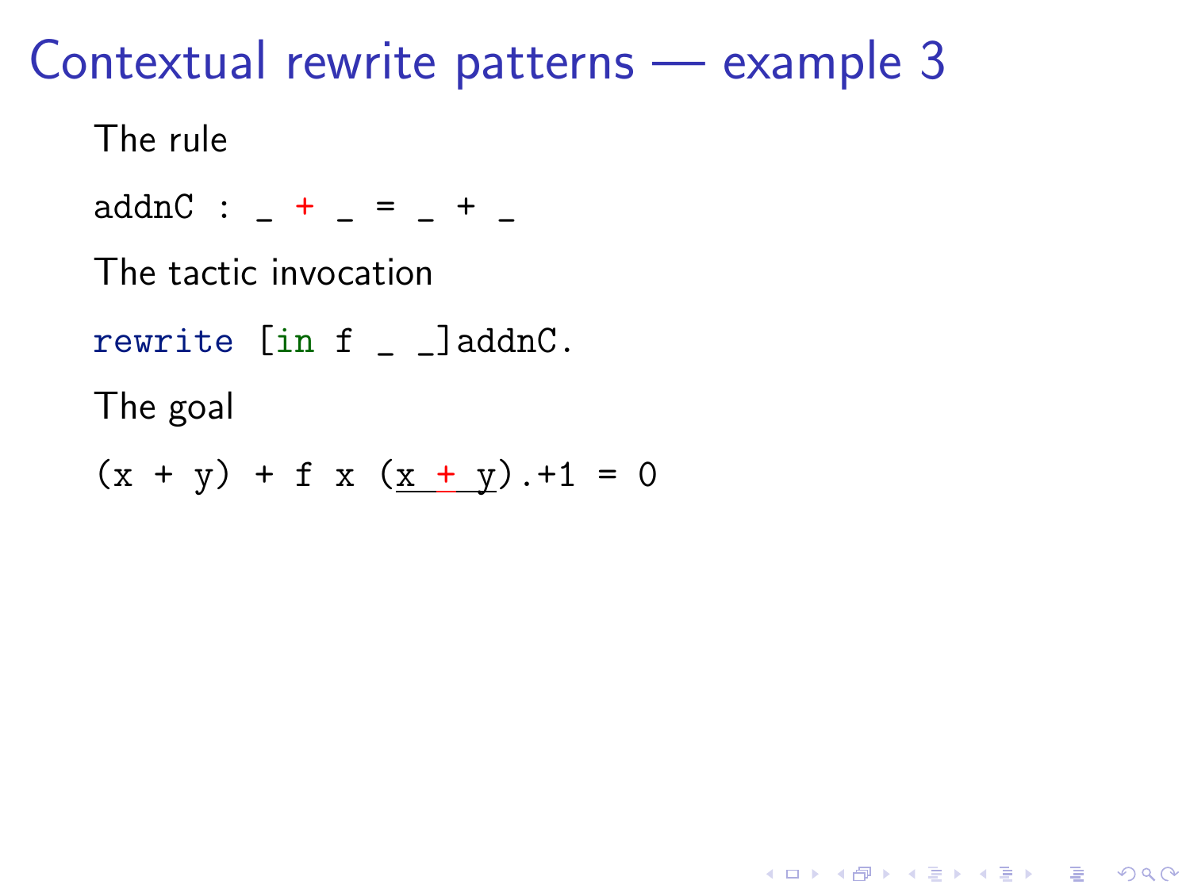# Contextual rewrite patterns — example 3

The rule

```
addnC : _ + _ = _ + _
```

The tactic invocation

```
rewrite [in f _ _]addnC.
```

The goal

```
(x + y) + f x (x + y).+1 = 0
```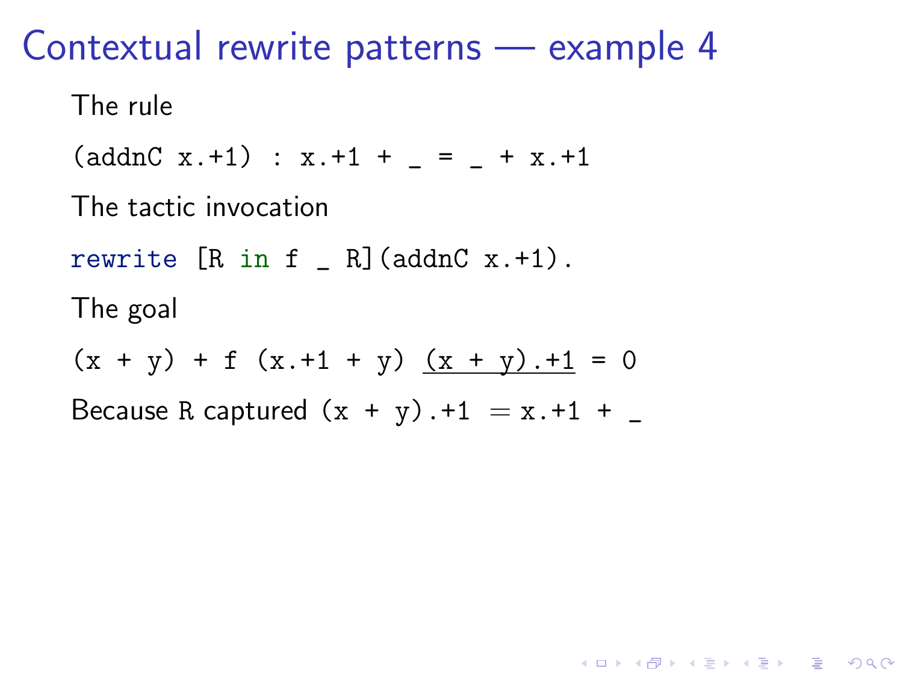# Contextual rewrite patterns — example 4

The rule

```
(addnC x.+1) : x.+1 + _ = _ + x.+1
```

The tactic invocation

```
rewrite [R in f _ R](addnC x.+1).
```

The goal

```
(x + y) + f (x.+1 + y) (x + y).+1 = 0
```

Because `R` captured `(x + y).+1` = `x.+1 + _`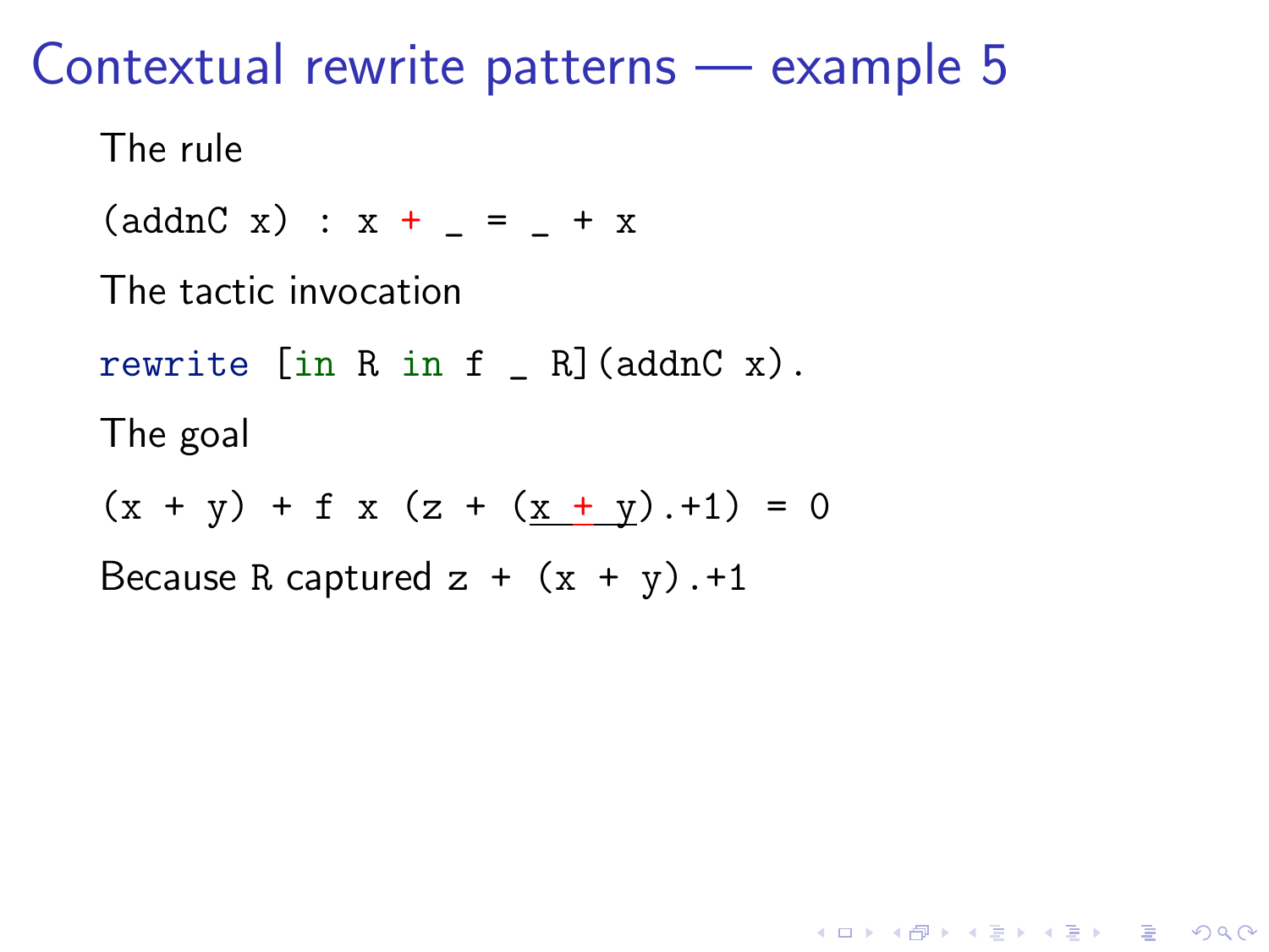# Contextual rewrite patterns — example 5

The rule

```
(addnC x) : x + _ = _ + x
```

The tactic invocation

```
rewrite [in R in f _ R](addnC x).
```

The goal

```
(x + y) + f x (z + (x + y).+1) = 0
```

Because `R` captured `z + (x + y).+1`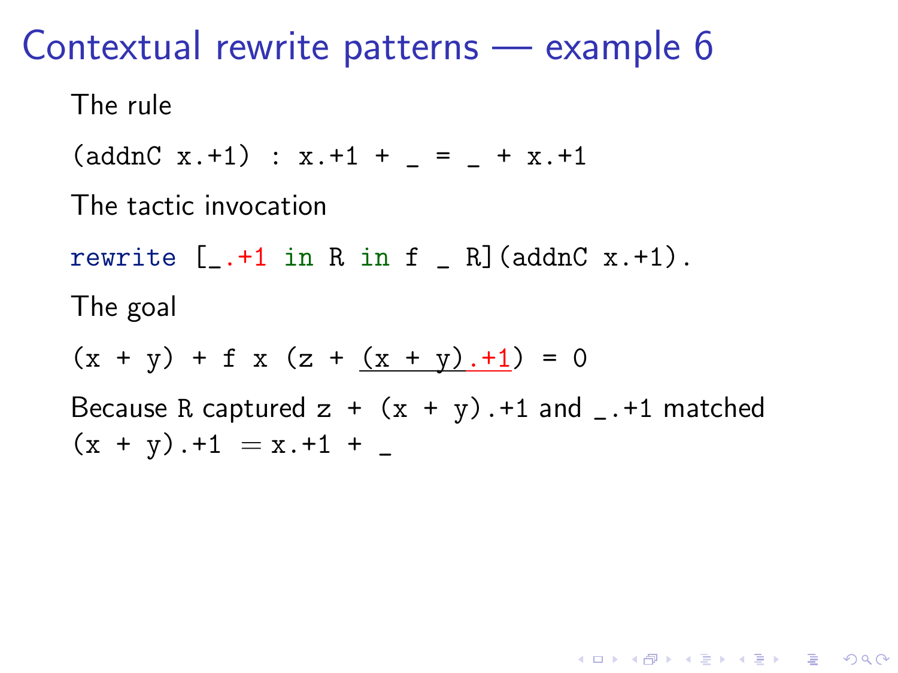# Contextual rewrite patterns — example 6

The rule

```
(addnC x.+1) : x.+1 + _ = _ + x.+1
```

The tactic invocation

```
rewrite [_.+1 in R in f _ R](addnC x.+1).
```

The goal

```
(x + y) + f x (z + (x + y).+1) = 0
```

Because `R` captured `z + (x + y).+1` and `_.+1` matched `(x + y).+1` $=$ `x.+1 + _`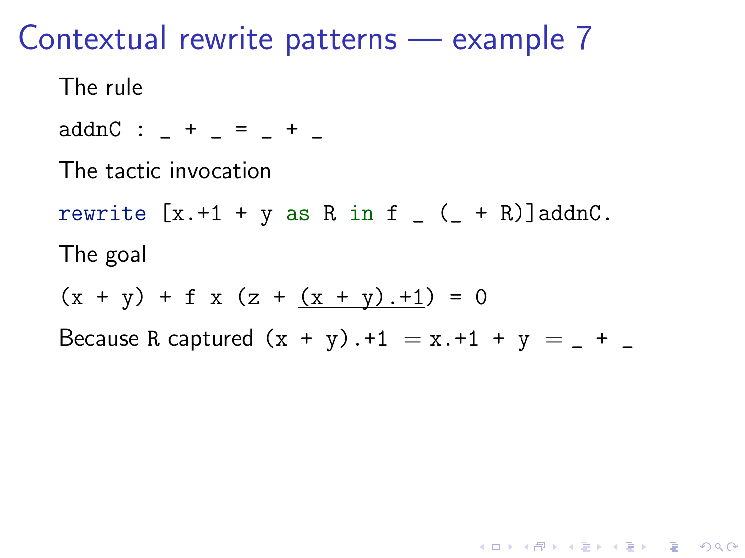# Contextual rewrite patterns — example 7

The rule

```
addnC : _ + _ = _ + _
```

The tactic invocation

```
rewrite [x.+1 + y as R in f _ (_ + R)]addnC.
```

The goal

```
(x + y) + f x (z + (x + y).+1) = 0
```

Because `R` captured `(x + y).+1` = `x.+1 + y` = `_ + _`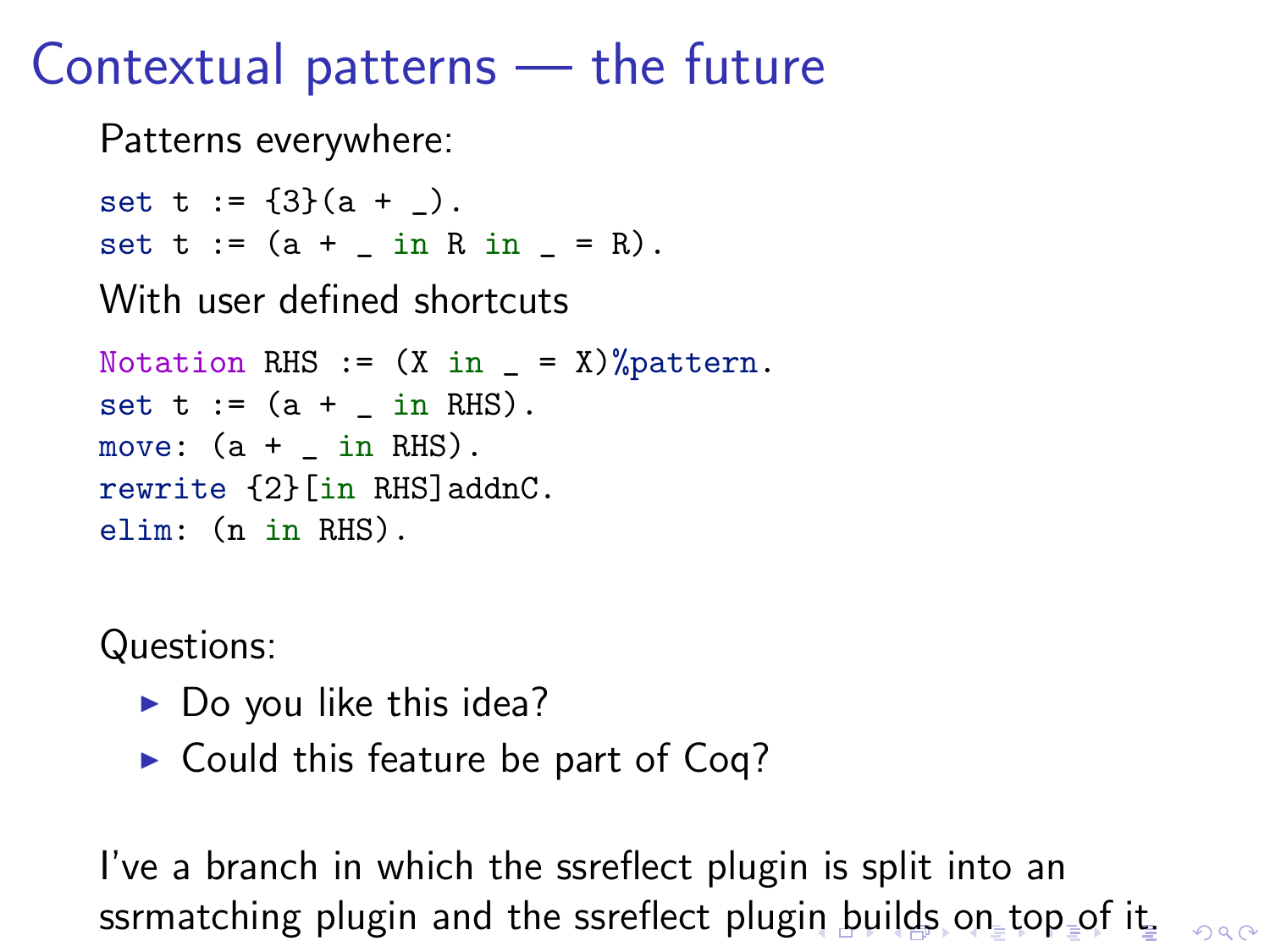# Contextual patterns — the future

Patterns everywhere:

```
set t := {3}(a + _).
set t := (a + _ in R in _ = R).
```

With user defined shortcuts

```
Notation RHS := (X in _ = X)%pattern.
set t := (a + _ in RHS).
move: (a + _ in RHS).
rewrite {2}[in RHS]addnC.
elim: (n in RHS).
```

Questions:

- Do you like this idea?
- Could this feature be part of Coq?

I've a branch in which the ssreflect plugin is split into an ssrmatching plugin and the ssreflect plugin builds on top of it.